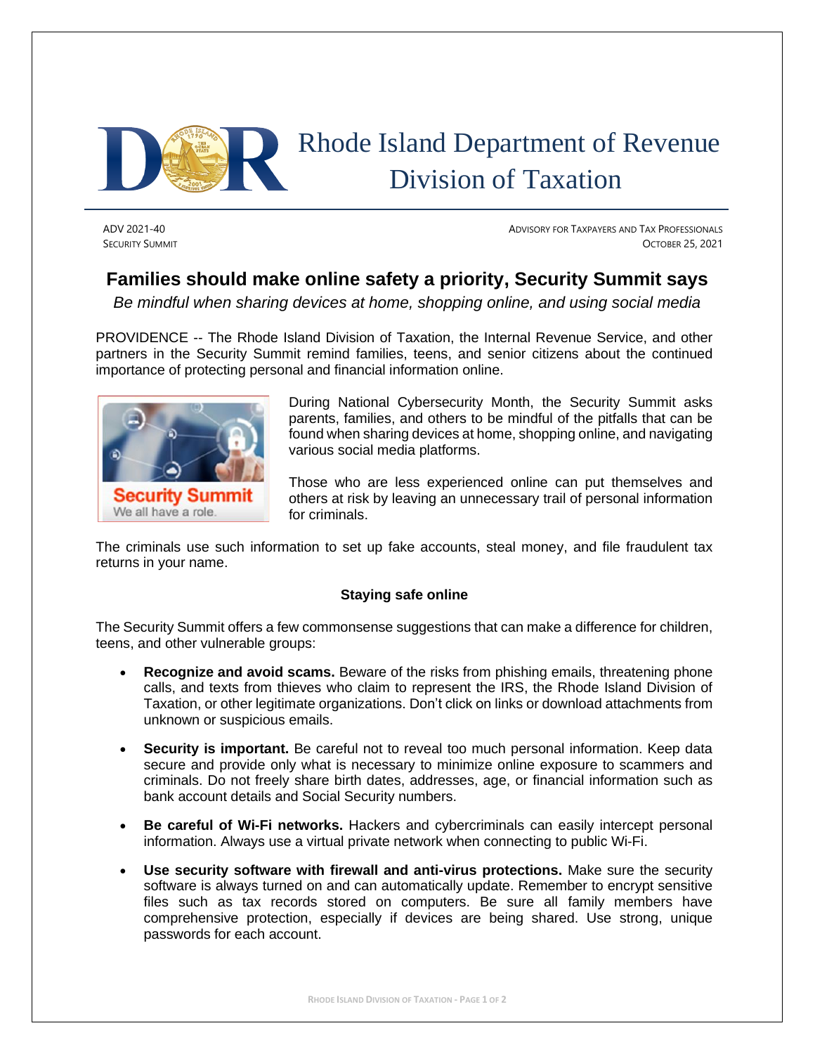Rhode Island Department of Revenue
Division of Taxation

ADV 2021-40
SECURITY SUMMIT

ADVISORY FOR TAXPAYERS AND TAX PROFESSIONALS
OCTOBER 25, 2021

# Families should make online safety a priority, Security Summit says

*Be mindful when sharing devices at home, shopping online, and using social media*

PROVIDENCE -- The Rhode Island Division of Taxation, the Internal Revenue Service, and other partners in the Security Summit remind families, teens, and senior citizens about the continued importance of protecting personal and financial information online.

During National Cybersecurity Month, the Security Summit asks parents, families, and others to be mindful of the pitfalls that can be found when sharing devices at home, shopping online, and navigating various social media platforms.

Those who are less experienced online can put themselves and others at risk by leaving an unnecessary trail of personal information for criminals.

The criminals use such information to set up fake accounts, steal money, and file fraudulent tax returns in your name.

## Staying safe online

The Security Summit offers a few commonsense suggestions that can make a difference for children, teens, and other vulnerable groups:

- **Recognize and avoid scams.** Beware of the risks from phishing emails, threatening phone calls, and texts from thieves who claim to represent the IRS, the Rhode Island Division of Taxation, or other legitimate organizations. Don't click on links or download attachments from unknown or suspicious emails.
- **Security is important.** Be careful not to reveal too much personal information. Keep data secure and provide only what is necessary to minimize online exposure to scammers and criminals. Do not freely share birth dates, addresses, age, or financial information such as bank account details and Social Security numbers.
- **Be careful of Wi-Fi networks.** Hackers and cybercriminals can easily intercept personal information. Always use a virtual private network when connecting to public Wi-Fi.
- **Use security software with firewall and anti-virus protections.** Make sure the security software is always turned on and can automatically update. Remember to encrypt sensitive files such as tax records stored on computers. Be sure all family members have comprehensive protection, especially if devices are being shared. Use strong, unique passwords for each account.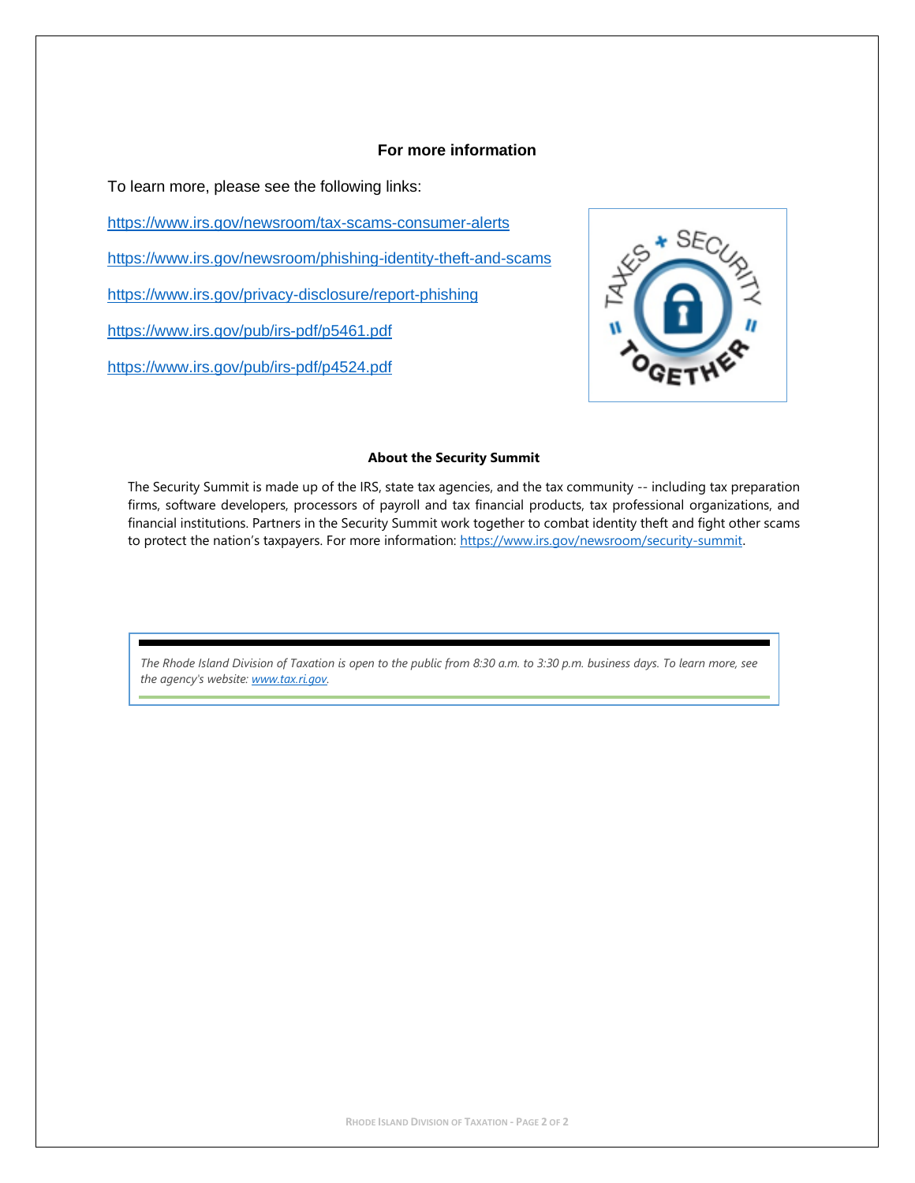## For more information

To learn more, please see the following links:

https://www.irs.gov/newsroom/tax-scams-consumer-alerts

https://www.irs.gov/newsroom/phishing-identity-theft-and-scams

https://www.irs.gov/privacy-disclosure/report-phishing

https://www.irs.gov/pub/irs-pdf/p5461.pdf

https://www.irs.gov/pub/irs-pdf/p4524.pdf

### About the Security Summit

The Security Summit is made up of the IRS, state tax agencies, and the tax community -- including tax preparation firms, software developers, processors of payroll and tax financial products, tax professional organizations, and financial institutions. Partners in the Security Summit work together to combat identity theft and fight other scams to protect the nation's taxpayers. For more information: https://www.irs.gov/newsroom/security-summit.

*The Rhode Island Division of Taxation is open to the public from 8:30 a.m. to 3:30 p.m. business days. To learn more, see the agency's website: www.tax.ri.gov.*